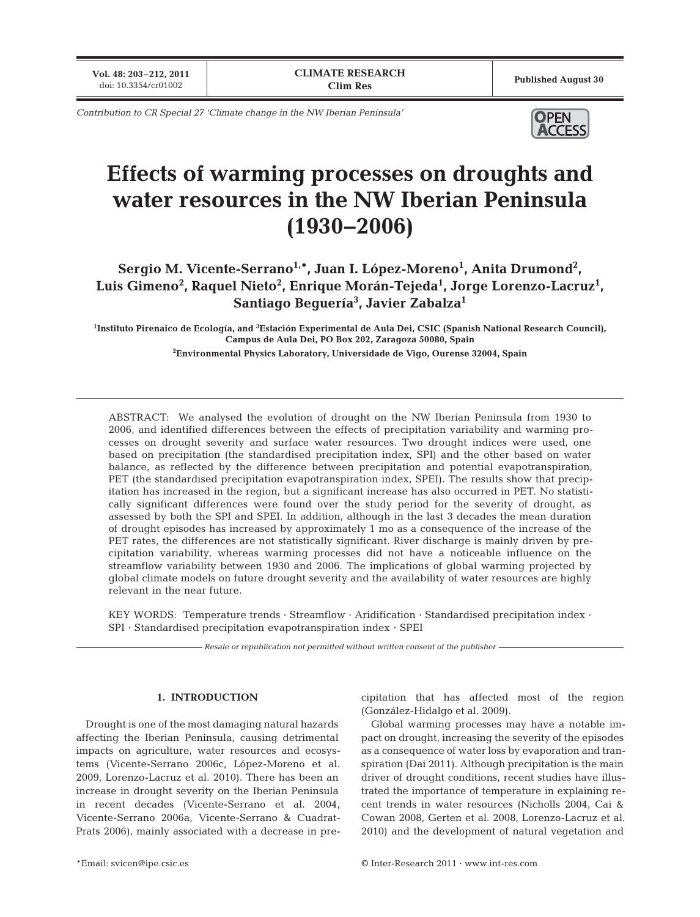*Contribution to CR Special 27 'Climate change in the NW Iberian Peninsula'*

# Effects of warming processes on droughts and water resources in the NW Iberian Peninsula (1930–2006)

**Sergio M. Vicente-Serrano[1,*], Juan I. López-Moreno[1], Anita Drumond[2], Luis Gimeno[2], Raquel Nieto[2], Enrique Morán-Tejeda[1], Jorge Lorenzo-Lacruz[1], Santiago Beguería[3], Javier Zabalza[1]**

[1]Instituto Pirenaico de Ecología, and [3]Estación Experimental de Aula Dei, CSIC (Spanish National Research Council), Campus de Aula Dei, PO Box 202, Zaragoza 50080, Spain

[2]Environmental Physics Laboratory, Universidade de Vigo, Ourense 32004, Spain

ABSTRACT: We analysed the evolution of drought on the NW Iberian Peninsula from 1930 to 2006, and identified differences between the effects of precipitation variability and warming processes on drought severity and surface water resources. Two drought indices were used, one based on precipitation (the standardised precipitation index, SPI) and the other based on water balance, as reflected by the difference between precipitation and potential evapotranspiration, PET (the standardised precipitation evapotranspiration index, SPEI). The results show that precipitation has increased in the region, but a significant increase has also occurred in PET. No statistically significant differences were found over the study period for the severity of drought, as assessed by both the SPI and SPEI. In addition, although in the last 3 decades the mean duration of drought episodes has increased by approximately 1 mo as a consequence of the increase of the PET rates, the differences are not statistically significant. River discharge is mainly driven by precipitation variability, whereas warming processes did not have a noticeable influence on the streamflow variability between 1930 and 2006. The implications of global warming projected by global climate models on future drought severity and the availability of water resources are highly relevant in the near future.

KEY WORDS: Temperature trends · Streamflow · Aridification · Standardised precipitation index · SPI · Standardised precipitation evapotranspiration index · SPEI

*Resale or republication not permitted without written consent of the publisher*

## 1. INTRODUCTION

Drought is one of the most damaging natural hazards affecting the Iberian Peninsula, causing detrimental impacts on agriculture, water resources and ecosystems (Vicente-Serrano 2006c, López-Moreno et al. 2009, Lorenzo-Lacruz et al. 2010). There has been an increase in drought severity on the Iberian Peninsula in recent decades (Vicente-Serrano et al. 2004, Vicente-Serrano 2006a, Vicente-Serrano & Cuadrat-Prats 2006), mainly associated with a decrease in precipitation that has affected most of the region (González-Hidalgo et al. 2009).

Global warming processes may have a notable impact on drought, increasing the severity of the episodes as a consequence of water loss by evaporation and transpiration (Dai 2011). Although precipitation is the main driver of drought conditions, recent studies have illustrated the importance of temperature in explaining recent trends in water resources (Nicholls 2004, Cai & Cowan 2008, Gerten et al. 2008, Lorenzo-Lacruz et al. 2010) and the development of natural vegetation and

*Email: svicen@ipe.csic.es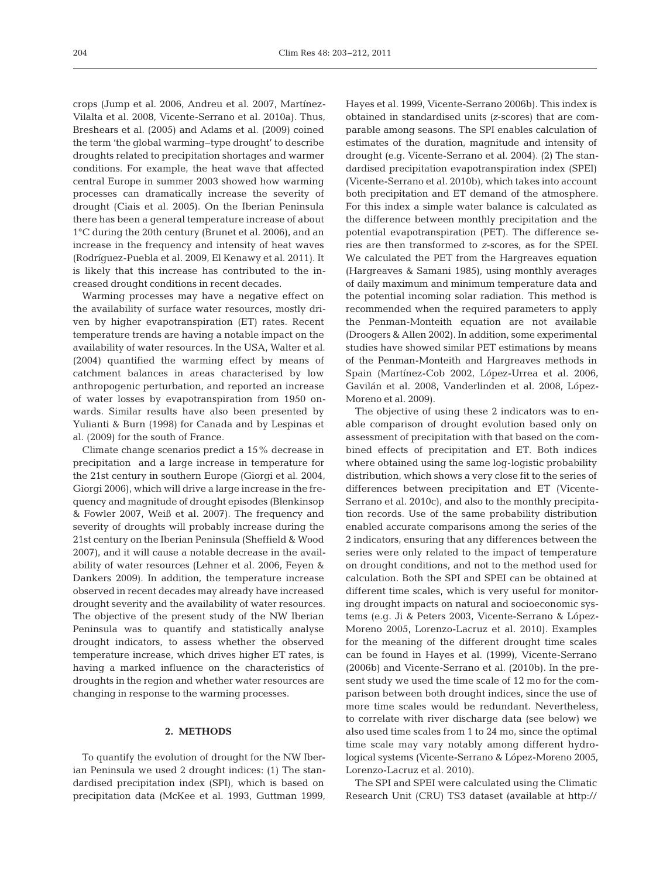crops (Jump et al. 2006, Andreu et al. 2007, Martínez-Vilalta et al. 2008, Vicente-Serrano et al. 2010a). Thus, Breshears et al. (2005) and Adams et al. (2009) coined the term 'the global warming–type drought' to describe droughts related to precipitation shortages and warmer conditions. For example, the heat wave that affected central Europe in summer 2003 showed how warming processes can dramatically increase the severity of drought (Ciais et al. 2005). On the Iberian Peninsula there has been a general temperature increase of about 1°C during the 20th century (Brunet et al. 2006), and an increase in the frequency and intensity of heat waves (Rodríguez-Puebla et al. 2009, El Kenawy et al. 2011). It is likely that this increase has contributed to the increased drought conditions in recent decades.

Warming processes may have a negative effect on the availability of surface water resources, mostly driven by higher evapotranspiration (ET) rates. Recent temperature trends are having a notable impact on the availability of water resources. In the USA, Walter et al. (2004) quantified the warming effect by means of catchment balances in areas characterised by low anthropogenic perturbation, and reported an increase of water losses by evapotranspiration from 1950 onwards. Similar results have also been presented by Yulianti & Burn (1998) for Canada and by Lespinas et al. (2009) for the south of France.

Climate change scenarios predict a 15% decrease in precipitation and a large increase in temperature for the 21st century in southern Europe (Giorgi et al. 2004, Giorgi 2006), which will drive a large increase in the frequency and magnitude of drought episodes (Blenkinsop & Fowler 2007, Weiß et al. 2007). The frequency and severity of droughts will probably increase during the 21st century on the Iberian Peninsula (Sheffield & Wood 2007), and it will cause a notable decrease in the availability of water resources (Lehner et al. 2006, Feyen & Dankers 2009). In addition, the temperature increase observed in recent decades may already have increased drought severity and the availability of water resources. The objective of the present study of the NW Iberian Peninsula was to quantify and statistically analyse drought indicators, to assess whether the observed temperature increase, which drives higher ET rates, is having a marked influence on the characteristics of droughts in the region and whether water resources are changing in response to the warming processes.

## 2. METHODS

To quantify the evolution of drought for the NW Iberian Peninsula we used 2 drought indices: (1) The standardised precipitation index (SPI), which is based on precipitation data (McKee et al. 1993, Guttman 1999, Hayes et al. 1999, Vicente-Serrano 2006b). This index is obtained in standardised units (*z*-scores) that are comparable among seasons. The SPI enables calculation of estimates of the duration, magnitude and intensity of drought (e.g. Vicente-Serrano et al. 2004). (2) The standardised precipitation evapotranspiration index (SPEI) (Vicente-Serrano et al. 2010b), which takes into account both precipitation and ET demand of the atmosphere. For this index a simple water balance is calculated as the difference between monthly precipitation and the potential evapotranspiration (PET). The difference series are then transformed to *z*-scores, as for the SPEI. We calculated the PET from the Hargreaves equation (Hargreaves & Samani 1985), using monthly averages of daily maximum and minimum temperature data and the potential incoming solar radiation. This method is recommended when the required parameters to apply the Penman-Monteith equation are not available (Droogers & Allen 2002). In addition, some experimental studies have showed similar PET estimations by means of the Penman-Monteith and Hargreaves methods in Spain (Martínez-Cob 2002, López-Urrea et al. 2006, Gavilán et al. 2008, Vanderlinden et al. 2008, López-Moreno et al. 2009).

The objective of using these 2 indicators was to enable comparison of drought evolution based only on assessment of precipitation with that based on the combined effects of precipitation and ET. Both indices where obtained using the same log-logistic probability distribution, which shows a very close fit to the series of differences between precipitation and ET (Vicente-Serrano et al. 2010c), and also to the monthly precipitation records. Use of the same probability distribution enabled accurate comparisons among the series of the 2 indicators, ensuring that any differences between the series were only related to the impact of temperature on drought conditions, and not to the method used for calculation. Both the SPI and SPEI can be obtained at different time scales, which is very useful for monitoring drought impacts on natural and socioeconomic systems (e.g. Ji & Peters 2003, Vicente-Serrano & López-Moreno 2005, Lorenzo-Lacruz et al. 2010). Examples for the meaning of the different drought time scales can be found in Hayes et al. (1999), Vicente-Serrano (2006b) and Vicente-Serrano et al. (2010b). In the present study we used the time scale of 12 mo for the comparison between both drought indices, since the use of more time scales would be redundant. Nevertheless, to correlate with river discharge data (see below) we also used time scales from 1 to 24 mo, since the optimal time scale may vary notably among different hydrological systems (Vicente-Serrano & López-Moreno 2005, Lorenzo-Lacruz et al. 2010).

The SPI and SPEI were calculated using the Climatic Research Unit (CRU) TS3 dataset (available at http://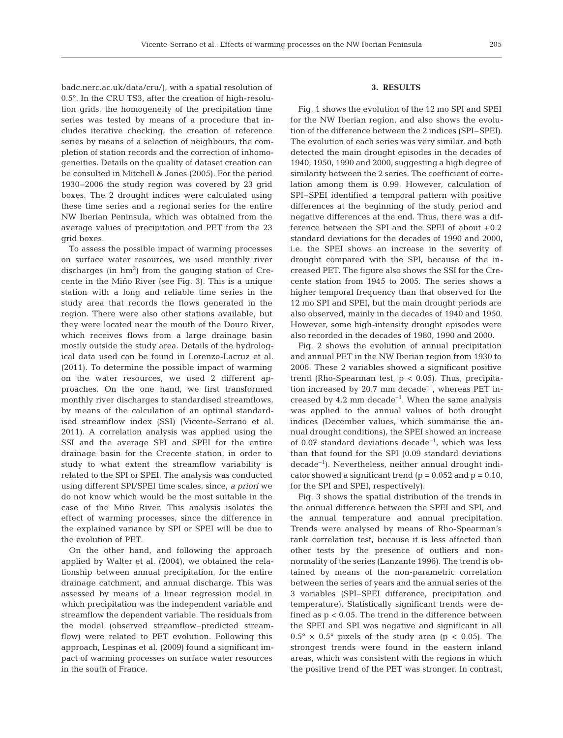badc.nerc.ac.uk/data/cru/), with a spatial resolution of 0.5°. In the CRU TS3, after the creation of high-resolution grids, the homogeneity of the precipitation time series was tested by means of a procedure that includes iterative checking, the creation of reference series by means of a selection of neighbours, the completion of station records and the correction of inhomogeneities. Details on the quality of dataset creation can be consulted in Mitchell & Jones (2005). For the period 1930–2006 the study region was covered by 23 grid boxes. The 2 drought indices were calculated using these time series and a regional series for the entire NW Iberian Peninsula, which was obtained from the average values of precipitation and PET from the 23 grid boxes.

To assess the possible impact of warming processes on surface water resources, we used monthly river discharges (in $hm^3$) from the gauging station of Crecente in the Miño River (see Fig. 3). This is a unique station with a long and reliable time series in the study area that records the flows generated in the region. There were also other stations available, but they were located near the mouth of the Douro River, which receives flows from a large drainage basin mostly outside the study area. Details of the hydrological data used can be found in Lorenzo-Lacruz et al. (2011). To determine the possible impact of warming on the water resources, we used 2 different approaches. On the one hand, we first transformed monthly river discharges to standardised streamflows, by means of the calculation of an optimal standardised streamflow index (SSI) (Vicente-Serrano et al. 2011). A correlation analysis was applied using the SSI and the average SPI and SPEI for the entire drainage basin for the Crecente station, in order to study to what extent the streamflow variability is related to the SPI or SPEI. The analysis was conducted using different SPI/SPEI time scales, since, *a priori* we do not know which would be the most suitable in the case of the Miño River. This analysis isolates the effect of warming processes, since the difference in the explained variance by SPI or SPEI will be due to the evolution of PET.

On the other hand, and following the approach applied by Walter et al. (2004), we obtained the relationship between annual precipitation, for the entire drainage catchment, and annual discharge. This was assessed by means of a linear regression model in which precipitation was the independent variable and streamflow the dependent variable. The residuals from the model (observed streamflow–predicted streamflow) were related to PET evolution. Following this approach, Lespinas et al. (2009) found a significant impact of warming processes on surface water resources in the south of France.

## 3. RESULTS

Fig. 1 shows the evolution of the 12 mo SPI and SPEI for the NW Iberian region, and also shows the evolution of the difference between the 2 indices (SPI–SPEI). The evolution of each series was very similar, and both detected the main drought episodes in the decades of 1940, 1950, 1990 and 2000, suggesting a high degree of similarity between the 2 series. The coefficient of correlation among them is 0.99. However, calculation of SPI–SPEI identified a temporal pattern with positive differences at the beginning of the study period and negative differences at the end. Thus, there was a difference between the SPI and the SPEI of about +0.2 standard deviations for the decades of 1990 and 2000, i.e. the SPEI shows an increase in the severity of drought compared with the SPI, because of the increased PET. The figure also shows the SSI for the Crecente station from 1945 to 2005. The series shows a higher temporal frequency than that observed for the 12 mo SPI and SPEI, but the main drought periods are also observed, mainly in the decades of 1940 and 1950. However, some high-intensity drought episodes were also recorded in the decades of 1980, 1990 and 2000.

Fig. 2 shows the evolution of annual precipitation and annual PET in the NW Iberian region from 1930 to 2006. These 2 variables showed a significant positive trend (Rho-Spearman test, $p < 0.05$). Thus, precipitation increased by 20.7 mm $decade^{-1}$, whereas PET increased by 4.2 mm $decade^{-1}$. When the same analysis was applied to the annual values of both drought indices (December values, which summarise the annual drought conditions), the SPEI showed an increase of 0.07 standard deviations $decade^{-1}$, which was less than that found for the SPI (0.09 standard deviations $decade^{-1}$). Nevertheless, neither annual drought indicator showed a significant trend ($p = 0.052$ and $p = 0.10$, for the SPI and SPEI, respectively).

Fig. 3 shows the spatial distribution of the trends in the annual difference between the SPEI and SPI, and the annual temperature and annual precipitation. Trends were analysed by means of Rho-Spearman's rank correlation test, because it is less affected than other tests by the presence of outliers and non-normality of the series (Lanzante 1996). The trend is obtained by means of the non-parametric correlation between the series of years and the annual series of the 3 variables (SPI–SPEI difference, precipitation and temperature). Statistically significant trends were defined as $p < 0.05$. The trend in the difference between the SPEI and SPI was negative and significant in all $0.5° \times 0.5°$ pixels of the study area ($p < 0.05$). The strongest trends were found in the eastern inland areas, which was consistent with the regions in which the positive trend of the PET was stronger. In contrast,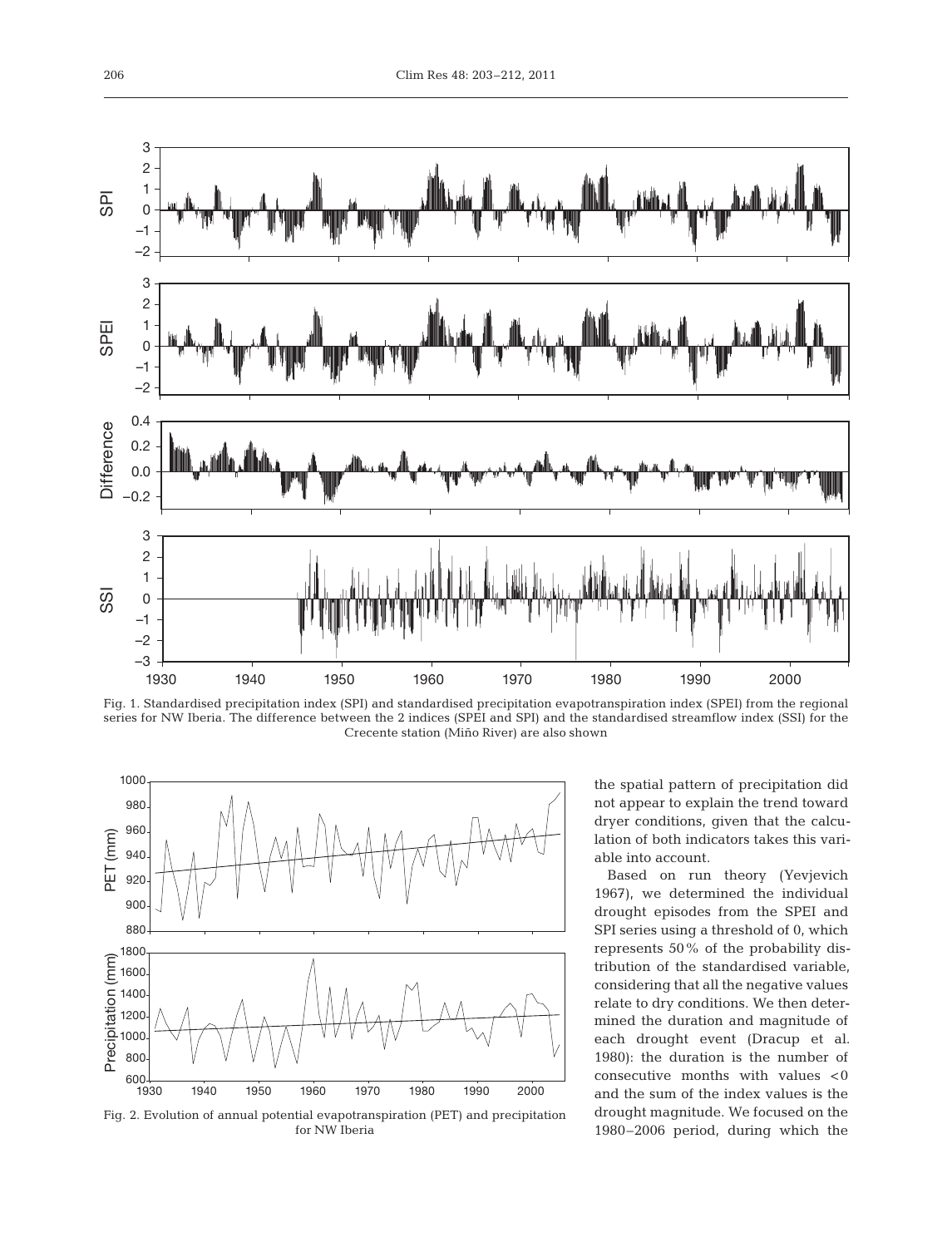Fig. 1. Standardised precipitation index (SPI) and standardised precipitation evapotranspiration index (SPEI) from the regional series for NW Iberia. The difference between the 2 indices (SPEI and SPI) and the standardised streamflow index (SSI) for the Crecente station (Miño River) are also shown

Fig. 2. Evolution of annual potential evapotranspiration (PET) and precipitation for NW Iberia

the spatial pattern of precipitation did not appear to explain the trend toward dryer conditions, given that the calculation of both indicators takes this variable into account.

Based on run theory (Yevjevich 1967), we determined the individual drought episodes from the SPEI and SPI series using a threshold of 0, which represents 50% of the probability distribution of the standardised variable, considering that all the negative values relate to dry conditions. We then determined the duration and magnitude of each drought event (Dracup et al. 1980): the duration is the number of consecutive months with values $<0$ and the sum of the index values is the drought magnitude. We focused on the 1980–2006 period, during which the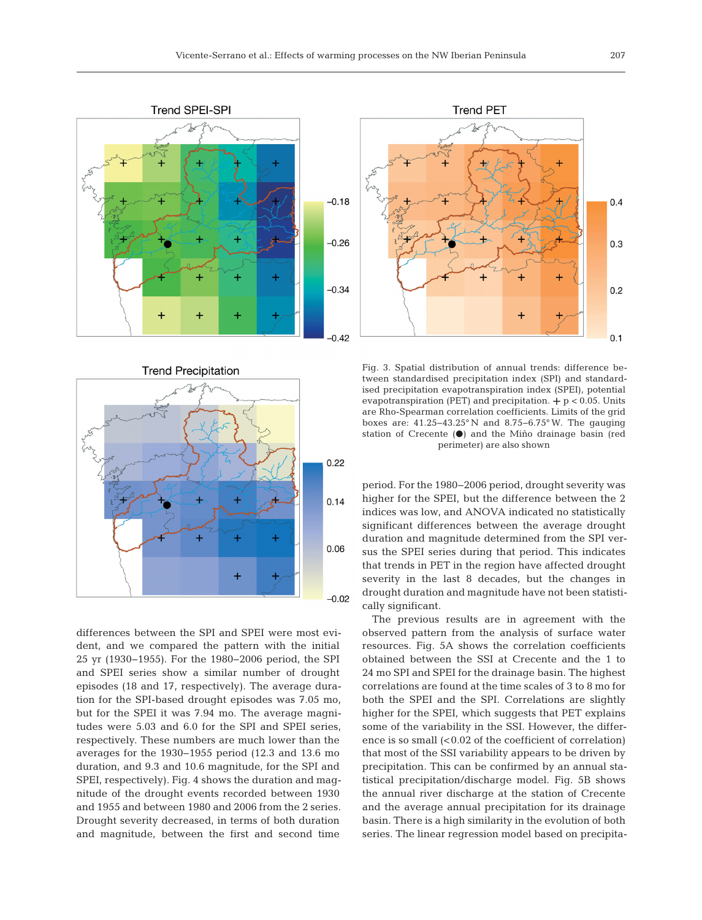Fig. 3. Spatial distribution of annual trends: difference between standardised precipitation index (SPI) and standardised precipitation evapotranspiration index (SPEI), potential evapotranspiration (PET) and precipitation. + $p < 0.05$. Units are Rho-Spearman correlation coefficients. Limits of the grid boxes are: 41.25–43.25° N and 8.75–6.75° W. The gauging station of Crecente (●) and the Miño drainage basin (red perimeter) are also shown

differences between the SPI and SPEI were most evident, and we compared the pattern with the initial 25 yr (1930–1955). For the 1980–2006 period, the SPI and SPEI series show a similar number of drought episodes (18 and 17, respectively). The average duration for the SPI-based drought episodes was 7.05 mo, but for the SPEI it was 7.94 mo. The average magnitudes were 5.03 and 6.0 for the SPI and SPEI series, respectively. These numbers are much lower than the averages for the 1930–1955 period (12.3 and 13.6 mo duration, and 9.3 and 10.6 magnitude, for the SPI and SPEI, respectively). Fig. 4 shows the duration and magnitude of the drought events recorded between 1930 and 1955 and between 1980 and 2006 from the 2 series. Drought severity decreased, in terms of both duration and magnitude, between the first and second time period. For the 1980–2006 period, drought severity was higher for the SPEI, but the difference between the 2 indices was low, and ANOVA indicated no statistically significant differences between the average drought duration and magnitude determined from the SPI versus the SPEI series during that period. This indicates that trends in PET in the region have affected drought severity in the last 8 decades, but the changes in drought duration and magnitude have not been statistically significant.

The previous results are in agreement with the observed pattern from the analysis of surface water resources. Fig. 5A shows the correlation coefficients obtained between the SSI at Crecente and the 1 to 24 mo SPI and SPEI for the drainage basin. The highest correlations are found at the time scales of 3 to 8 mo for both the SPEI and the SPI. Correlations are slightly higher for the SPEI, which suggests that PET explains some of the variability in the SSI. However, the difference is so small (<0.02 of the coefficient of correlation) that most of the SSI variability appears to be driven by precipitation. This can be confirmed by an annual statistical precipitation/discharge model. Fig. 5B shows the annual river discharge at the station of Crecente and the average annual precipitation for its drainage basin. There is a high similarity in the evolution of both series. The linear regression model based on precipita-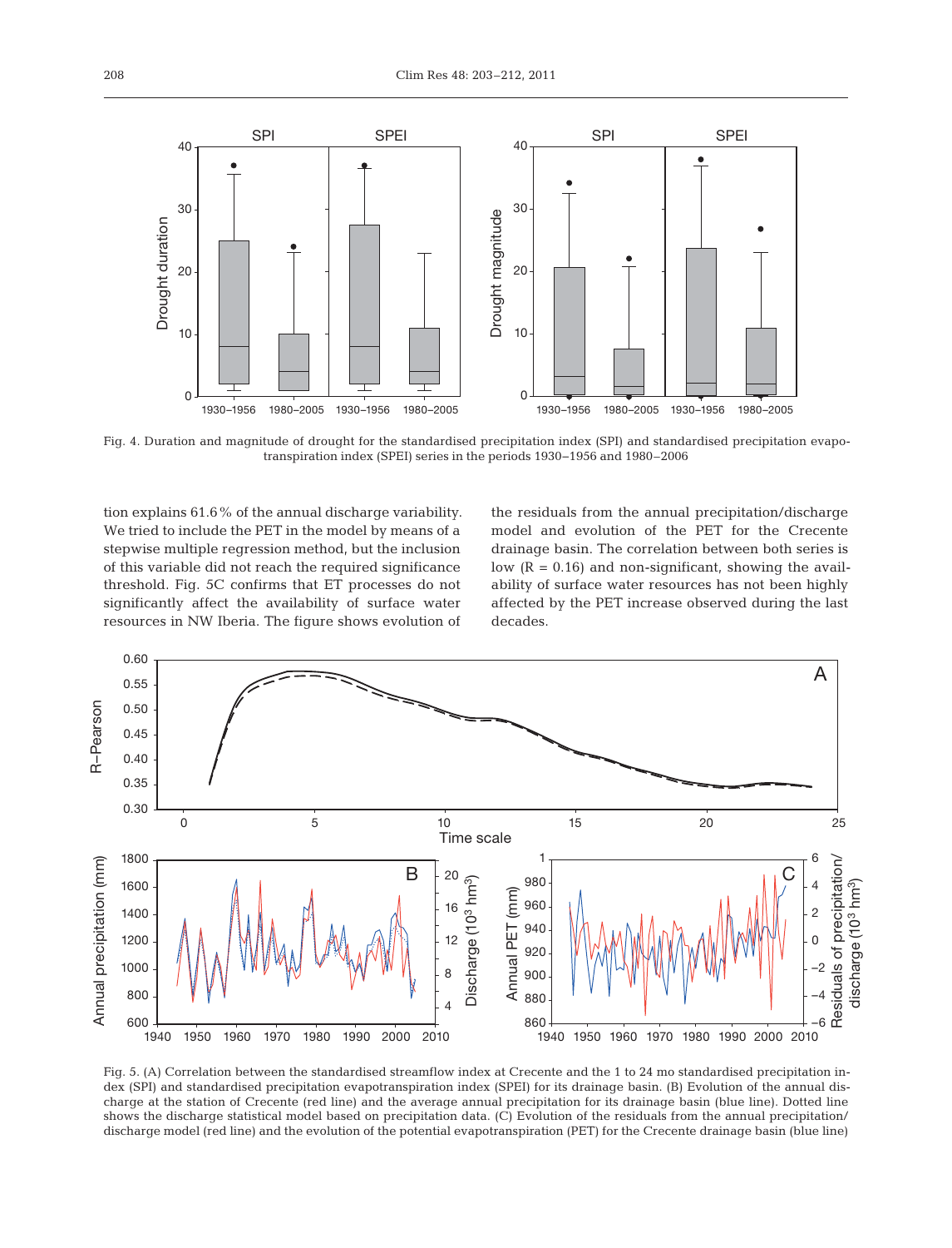Fig. 4. Duration and magnitude of drought for the standardised precipitation index (SPI) and standardised precipitation evapotranspiration index (SPEI) series in the periods 1930–1956 and 1980–2006

tion explains 61.6% of the annual discharge variability. We tried to include the PET in the model by means of a stepwise multiple regression method, but the inclusion of this variable did not reach the required significance threshold. Fig. 5C confirms that ET processes do not significantly affect the availability of surface water resources in NW Iberia. The figure shows evolution of the residuals from the annual precipitation/discharge model and evolution of the PET for the Crecente drainage basin. The correlation between both series is low (R = 0.16) and non-significant, showing the availability of surface water resources has not been highly affected by the PET increase observed during the last decades.

Fig. 5. (A) Correlation between the standardised streamflow index at Crecente and the 1 to 24 mo standardised precipitation index (SPI) and standardised precipitation evapotranspiration index (SPEI) for its drainage basin. (B) Evolution of the annual discharge at the station of Crecente (red line) and the average annual precipitation for its drainage basin (blue line). Dotted line shows the discharge statistical model based on precipitation data. (C) Evolution of the residuals from the annual precipitation/discharge model (red line) and the evolution of the potential evapotranspiration (PET) for the Crecente drainage basin (blue line)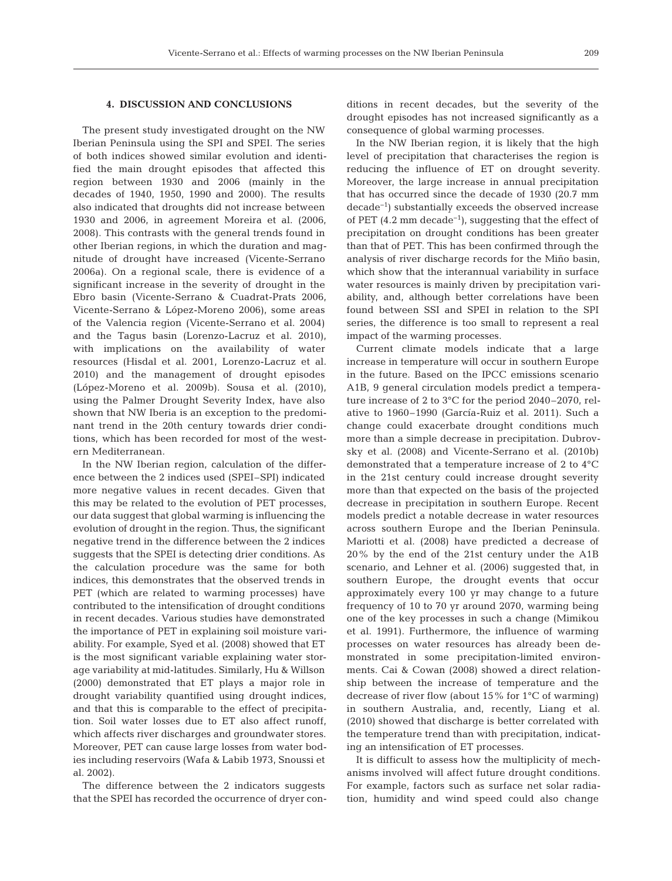## 4. DISCUSSION AND CONCLUSIONS

The present study investigated drought on the NW Iberian Peninsula using the SPI and SPEI. The series of both indices showed similar evolution and identified the main drought episodes that affected this region between 1930 and 2006 (mainly in the decades of 1940, 1950, 1990 and 2000). The results also indicated that droughts did not increase between 1930 and 2006, in agreement Moreira et al. (2006, 2008). This contrasts with the general trends found in other Iberian regions, in which the duration and magnitude of drought have increased (Vicente-Serrano 2006a). On a regional scale, there is evidence of a significant increase in the severity of drought in the Ebro basin (Vicente-Serrano & Cuadrat-Prats 2006, Vicente-Serrano & López-Moreno 2006), some areas of the Valencia region (Vicente-Serrano et al. 2004) and the Tagus basin (Lorenzo-Lacruz et al. 2010), with implications on the availability of water resources (Hisdal et al. 2001, Lorenzo-Lacruz et al. 2010) and the management of drought episodes (López-Moreno et al. 2009b). Sousa et al. (2010), using the Palmer Drought Severity Index, have also shown that NW Iberia is an exception to the predominant trend in the 20th century towards drier conditions, which has been recorded for most of the western Mediterranean.

In the NW Iberian region, calculation of the difference between the 2 indices used (SPEI–SPI) indicated more negative values in recent decades. Given that this may be related to the evolution of PET processes, our data suggest that global warming is influencing the evolution of drought in the region. Thus, the significant negative trend in the difference between the 2 indices suggests that the SPEI is detecting drier conditions. As the calculation procedure was the same for both indices, this demonstrates that the observed trends in PET (which are related to warming processes) have contributed to the intensification of drought conditions in recent decades. Various studies have demonstrated the importance of PET in explaining soil moisture variability. For example, Syed et al. (2008) showed that ET is the most significant variable explaining water storage variability at mid-latitudes. Similarly, Hu & Willson (2000) demonstrated that ET plays a major role in drought variability quantified using drought indices, and that this is comparable to the effect of precipitation. Soil water losses due to ET also affect runoff, which affects river discharges and groundwater stores. Moreover, PET can cause large losses from water bodies including reservoirs (Wafa & Labib 1973, Snoussi et al. 2002).

The difference between the 2 indicators suggests that the SPEI has recorded the occurrence of dryer conditions in recent decades, but the severity of the drought episodes has not increased significantly as a consequence of global warming processes.

In the NW Iberian region, it is likely that the high level of precipitation that characterises the region is reducing the influence of ET on drought severity. Moreover, the large increase in annual precipitation that has occurred since the decade of 1930 (20.7 mm decade$^{-1}$) substantially exceeds the observed increase of PET (4.2 mm decade$^{-1}$), suggesting that the effect of precipitation on drought conditions has been greater than that of PET. This has been confirmed through the analysis of river discharge records for the Miño basin, which show that the interannual variability in surface water resources is mainly driven by precipitation variability, and, although better correlations have been found between SSI and SPEI in relation to the SPI series, the difference is too small to represent a real impact of the warming processes.

Current climate models indicate that a large increase in temperature will occur in southern Europe in the future. Based on the IPCC emissions scenario A1B, 9 general circulation models predict a temperature increase of 2 to 3°C for the period 2040–2070, relative to 1960–1990 (García-Ruiz et al. 2011). Such a change could exacerbate drought conditions much more than a simple decrease in precipitation. Dubrovsky et al. (2008) and Vicente-Serrano et al. (2010b) demonstrated that a temperature increase of 2 to 4°C in the 21st century could increase drought severity more than that expected on the basis of the projected decrease in precipitation in southern Europe. Recent models predict a notable decrease in water resources across southern Europe and the Iberian Peninsula. Mariotti et al. (2008) have predicted a decrease of 20% by the end of the 21st century under the A1B scenario, and Lehner et al. (2006) suggested that, in southern Europe, the drought events that occur approximately every 100 yr may change to a future frequency of 10 to 70 yr around 2070, warming being one of the key processes in such a change (Mimikou et al. 1991). Furthermore, the influence of warming processes on water resources has already been demonstrated in some precipitation-limited environments. Cai & Cowan (2008) showed a direct relationship between the increase of temperature and the decrease of river flow (about 15% for 1°C of warming) in southern Australia, and, recently, Liang et al. (2010) showed that discharge is better correlated with the temperature trend than with precipitation, indicating an intensification of ET processes.

It is difficult to assess how the multiplicity of mechanisms involved will affect future drought conditions. For example, factors such as surface net solar radiation, humidity and wind speed could also change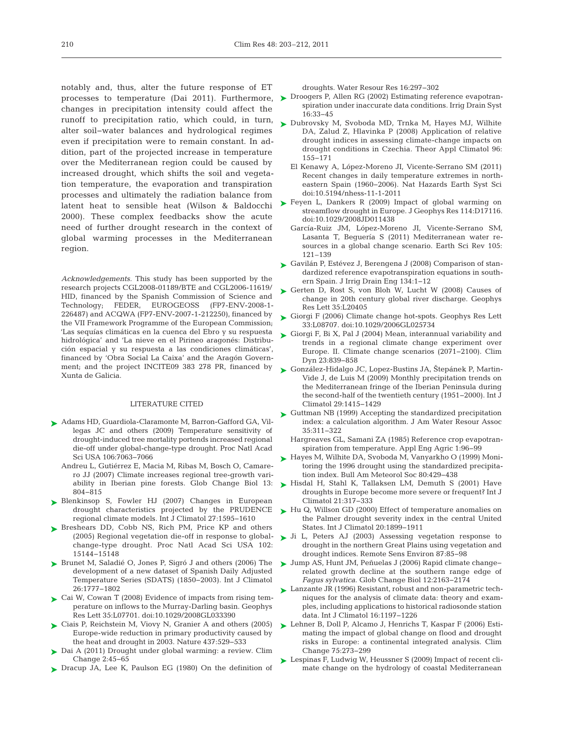notably and, thus, alter the future response of ET processes to temperature (Dai 2011). Furthermore, changes in precipitation intensity could affect the runoff to precipitation ratio, which could, in turn, alter soil–water balances and hydrological regimes even if precipitation were to remain constant. In addition, part of the projected increase in temperature over the Mediterranean region could be caused by increased drought, which shifts the soil and vegetation temperature, the evaporation and transpiration processes and ultimately the radiation balance from latent heat to sensible heat (Wilson & Baldocchi 2000). These complex feedbacks show the acute need of further drought research in the context of global warming processes in the Mediterranean region.

*Acknowledgements.* This study has been supported by the research projects CGL2008-01189/BTE and CGL2006-11619/HID, financed by the Spanish Commission of Science and Technology; FEDER, EUROGEOSS (FP7-ENV-2008-1-226487) and ACQWA (FP7-ENV-2007-1-212250), financed by the VII Framework Programme of the European Commission; 'Las sequías climáticas en la cuenca del Ebro y su respuesta hidrológica' and 'La nieve en el Pirineo aragonés: Distribución espacial y su respuesta a las condiciones climáticas', financed by 'Obra Social La Caixa' and the Aragón Government; and the project INCITE09 383 278 PR, financed by Xunta de Galicia.

## LITERATURE CITED

- Adams HD, Guardiola-Claramonte M, Barron-Gafford GA, Villegas JC and others (2009) Temperature sensitivity of drought-induced tree mortality portends increased regional die-off under global-change-type drought. Proc Natl Acad Sci USA 106:7063–7066
- Andreu L, Gutiérrez E, Macia M, Ribas M, Bosch O, Camarero JJ (2007) Climate increases regional tree-growth variability in Iberian pine forests. Glob Change Biol 13: 804–815
- Blenkinsop S, Fowler HJ (2007) Changes in European drought characteristics projected by the PRUDENCE regional climate models. Int J Climatol 27:1595–1610
- Breshears DD, Cobb NS, Rich PM, Price KP and others (2005) Regional vegetation die-off in response to global-change-type drought. Proc Natl Acad Sci USA 102: 15144–15148
- Brunet M, Saladié O, Jones P, Sigró J and others (2006) The development of a new dataset of Spanish Daily Adjusted Temperature Series (SDATS) (1850–2003). Int J Climatol 26:1777–1802
- Cai W, Cowan T (2008) Evidence of impacts from rising temperature on inflows to the Murray-Darling basin. Geophys Res Lett 35:L07701. doi:10.1029/2008GL033390
- Ciais P, Reichstein M, Viovy N, Granier A and others (2005) Europe-wide reduction in primary productivity caused by the heat and drought in 2003. Nature 437:529–533
- Dai A (2011) Drought under global warming: a review. Clim Change 2:45–65
- Dracup JA, Lee K, Paulson EG (1980) On the definition of droughts. Water Resour Res 16:297–302
- Droogers P, Allen RG (2002) Estimating reference evapotranspiration under inaccurate data conditions. Irrig Drain Syst 16:33–45
- Dubrovsky M, Svoboda MD, Trnka M, Hayes MJ, Wilhite DA, Zalud Z, Hlavinka P (2008) Application of relative drought indices in assessing climate-change impacts on drought conditions in Czechia. Theor Appl Climatol 96: 155–171
- El Kenawy A, López-Moreno JI, Vicente-Serrano SM (2011) Recent changes in daily temperature extremes in northeastern Spain (1960–2006). Nat Hazards Earth Syst Sci doi:10.5194/nhess-11-1-2011
- Feyen L, Dankers R (2009) Impact of global warming on streamflow drought in Europe. J Geophys Res 114:D17116. doi:10.1029/2008JD011438
- García-Ruiz JM, López-Moreno JI, Vicente-Serrano SM, Lasanta T, Beguería S (2011) Mediterranean water resources in a global change scenario. Earth Sci Rev 105: 121–139
- Gavilán P, Estévez J, Berengena J (2008) Comparison of standardized reference evapotranspiration equations in southern Spain. J Irrig Drain Eng 134:1–12
- Gerten D, Rost S, von Bloh W, Lucht W (2008) Causes of change in 20th century global river discharge. Geophys Res Lett 35:L20405
- Giorgi F (2006) Climate change hot-spots. Geophys Res Lett 33:L08707. doi:10.1029/2006GL025734
- Giorgi F, Bi X, Pal J (2004) Mean, interannual variability and trends in a regional climate change experiment over Europe. II. Climate change scenarios (2071–2100). Clim Dyn 23:839–858
- González-Hidalgo JC, Lopez-Bustins JA, Štěpánek P, Martin-Vide J, de Luis M (2009) Monthly precipitation trends on the Mediterranean fringe of the Iberian Peninsula during the second-half of the twentieth century (1951–2000). Int J Climatol 29:1415–1429
- Guttman NB (1999) Accepting the standardized precipitation index: a calculation algorithm. J Am Water Resour Assoc 35:311–322
- Hargreaves GL, Samani ZA (1985) Reference crop evapotranspiration from temperature. Appl Eng Agric 1:96–99
- Hayes M, Wilhite DA, Svoboda M, Vanyarkho O (1999) Monitoring the 1996 drought using the standardized precipitation index. Bull Am Meteorol Soc 80:429–438
- Hisdal H, Stahl K, Tallaksen LM, Demuth S (2001) Have droughts in Europe become more severe or frequent? Int J Climatol 21:317–333
- Hu Q, Willson GD (2000) Effect of temperature anomalies on the Palmer drought severity index in the central United States. Int J Climatol 20:1899–1911
- Ji L, Peters AJ (2003) Assessing vegetation response to drought in the northern Great Plains using vegetation and drought indices. Remote Sens Environ 87:85–98
- Jump AS, Hunt JM, Peñuelas J (2006) Rapid climate change–related growth decline at the southern range edge of *Fagus sylvatica*. Glob Change Biol 12:2163–2174
- Lanzante JR (1996) Resistant, robust and non-parametric techniques for the analysis of climate data: theory and examples, including applications to historical radiosonde station data. Int J Climatol 16:1197–1226
- Lehner B, Doll P, Alcamo J, Henrichs T, Kaspar F (2006) Estimating the impact of global change on flood and drought risks in Europe: a continental integrated analysis. Clim Change 75:273–299
- Lespinas F, Ludwig W, Heussner S (2009) Impact of recent climate change on the hydrology of coastal Mediterranean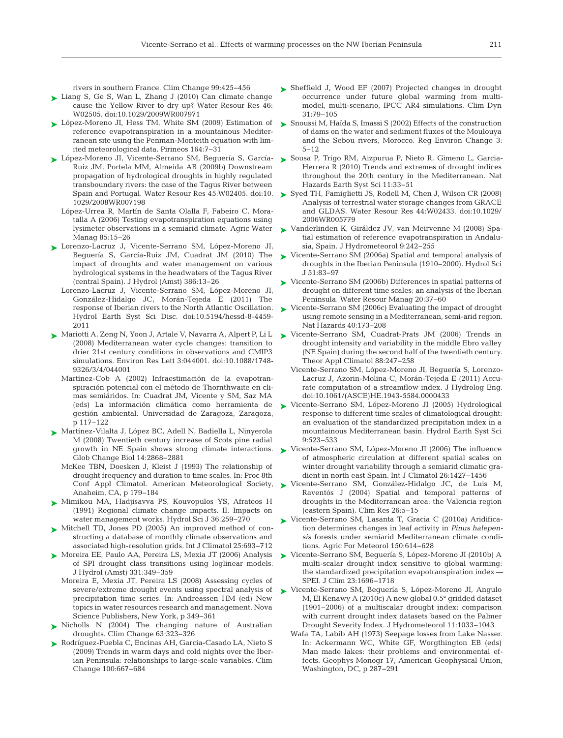rivers in southern France. Clim Change 99:425–456

Liang S, Ge S, Wan L, Zhang J (2010) Can climate change cause the Yellow River to dry up? Water Resour Res 46: W02505. doi:10.1029/2009WR007971

López-Moreno JI, Hess TM, White SM (2009) Estimation of reference evapotranspiration in a mountainous Mediterranean site using the Penman-Monteith equation with limited meteorological data. Pirineos 164:7–31

López-Moreno JI, Vicente-Serrano SM, Beguería S, García-Ruiz JM, Portela MM, Almeida AB (2009b) Downstream propagation of hydrological droughts in highly regulated transboundary rivers: the case of the Tagus River between Spain and Portugal. Water Resour Res 45:W02405. doi:10.1029/2008WR007198

López-Urrea R, Martín de Santa Olalla F, Fabeiro C, Moratalla A (2006) Testing evapotranspiration equations using lysimeter observations in a semiarid climate. Agric Water Manag 85:15–26

Lorenzo-Lacruz J, Vicente-Serrano SM, López-Moreno JI, Beguería S, García-Ruiz JM, Cuadrat JM (2010) The impact of droughts and water management on various hydrological systems in the headwaters of the Tagus River (central Spain). J Hydrol (Amst) 386:13–26

Lorenzo-Lacruz J, Vicente-Serrano SM, López-Moreno JI, González-Hidalgo JC, Morán-Tejeda E (2011) The response of Iberian rivers to the North Atlantic Oscillation. Hydrol Earth Syst Sci Disc. doi:10.5194/hessd-8-4459-2011

Mariotti A, Zeng N, Yoon J, Artale V, Navarra A, Alpert P, Li L (2008) Mediterranean water cycle changes: transition to drier 21st century conditions in observations and CMIP3 simulations. Environ Res Lett 3:044001. doi:10.1088/1748-9326/3/4/044001

Martínez-Cob A (2002) Infraestimación de la evapotranspiración potencial con el método de Thornthwaite en climas semiáridos. In: Cuadrat JM, Vicente y SM, Saz MA (eds) La información climática como herramienta de gestión ambiental. Universidad de Zaragoza, Zaragoza, p 117–122

Martínez-Vilalta J, López BC, Adell N, Badiella L, Ninyerola M (2008) Twentieth century increase of Scots pine radial growth in NE Spain shows strong climate interactions. Glob Change Biol 14:2868–2881

McKee TBN, Doesken J, Kleist J (1993) The relationship of drought frequency and duration to time scales. In: Proc 8th Conf Appl Climatol. American Meteorological Society, Anaheim, CA, p 179–184

Mimikou MA, Hadjisavva PS, Kouvopulos YS, Afrateos H (1991) Regional climate change impacts. II. Impacts on water management works. Hydrol Sci J 36:259–270

Mitchell TD, Jones PD (2005) An improved method of constructing a database of monthly climate observations and associated high-resolution grids. Int J Climatol 25:693–712

Moreira EE, Paulo AA, Pereira LS, Mexia JT (2006) Analysis of SPI drought class transitions using loglinear models. J Hydrol (Amst) 331:349–359

Moreira E, Mexia JT, Pereira LS (2008) Assessing cycles of severe/extreme drought events using spectral analysis of precipitation time series. In: Andreassen HM (ed) New topics in water resources research and management. Nova Science Publishers, New York, p 349–361

Nicholls N (2004) The changing nature of Australian droughts. Clim Change 63:323–326

Rodríguez-Puebla C, Encinas AH, García-Casado LA, Nieto S (2009) Trends in warm days and cold nights over the Iberian Peninsula: relationships to large-scale variables. Clim Change 100:667–684

Sheffield J, Wood EF (2007) Projected changes in drought occurrence under future global warming from multi-model, multi-scenario, IPCC AR4 simulations. Clim Dyn 31:79–105

Snoussi M, Haïda S, Imassi S (2002) Effects of the construction of dams on the water and sediment fluxes of the Moulouya and the Sebou rivers, Morocco. Reg Environ Change 3: 5–12

Sousa P, Trigo RM, Aizpurua P, Nieto R, Gimeno L, Garcia-Herrera R (2010) Trends and extremes of drought indices throughout the 20th century in the Mediterranean. Nat Hazards Earth Syst Sci 11:33–51

Syed TH, Famiglietti JS, Rodell M, Chen J, Wilson CR (2008) Analysis of terrestrial water storage changes from GRACE and GLDAS. Water Resour Res 44:W02433. doi:10.1029/2006WR005779

Vanderlinden K, Giráldez JV, van Meirvenne M (2008) Spatial estimation of reference evapotranspiration in Andalusia, Spain. J Hydrometeorol 9:242–255

Vicente-Serrano SM (2006a) Spatial and temporal analysis of droughts in the Iberian Peninsula (1910–2000). Hydrol Sci J 51:83–97

Vicente-Serrano SM (2006b) Differences in spatial patterns of drought on different time scales: an analysis of the Iberian Peninsula. Water Resour Manag 20:37–60

Vicente-Serrano SM (2006c) Evaluating the impact of drought using remote sensing in a Mediterranean, semi-arid region. Nat Hazards 40:173–208

Vicente-Serrano SM, Cuadrat-Prats JM (2006) Trends in drought intensity and variability in the middle Ebro valley (NE Spain) during the second half of the twentieth century. Theor Appl Climatol 88:247–258

Vicente-Serrano SM, López-Moreno JI, Beguería S, Lorenzo-Lacruz J, Azorin-Molina C, Morán-Tejeda E (2011) Accurate computation of a streamflow index. J Hydrolog Eng. doi:10.1061/(ASCE)HE.1943-5584.0000433

Vicente-Serrano SM, López-Moreno JI (2005) Hydrological response to different time scales of climatological drought: an evaluation of the standardized precipitation index in a mountainous Mediterranean basin. Hydrol Earth Syst Sci 9:523–533

Vicente-Serrano SM, López-Moreno JI (2006) The influence of atmospheric circulation at different spatial scales on winter drought variability through a semiarid climatic gradient in north east Spain. Int J Climatol 26:1427–1456

Vicente-Serrano SM, González-Hidalgo JC, de Luis M, Raventós J (2004) Spatial and temporal patterns of droughts in the Mediterranean area: the Valencia region (eastern Spain). Clim Res 26:5–15

Vicente-Serrano SM, Lasanta T, Gracia C (2010a) Aridification determines changes in leaf activity in *Pinus halepensis* forests under semiarid Mediterranean climate conditions. Agric For Meteorol 150:614–628

Vicente-Serrano SM, Beguería S, López-Moreno JI (2010b) A multi-scalar drought index sensitive to global warming: the standardized precipitation evapotranspiration index — SPEI. J Clim 23:1696–1718

Vicente-Serrano SM, Beguería S, López-Moreno JI, Angulo M, El Kenawy A (2010c) A new global 0.5° gridded dataset (1901–2006) of a multiscalar drought index: comparison with current drought index datasets based on the Palmer Drought Severity Index. J Hydrometeorol 11:1033–1043

Wafa TA, Labib AH (1973) Seepage losses from Lake Nasser. In: Ackermann WC, White GF, Worgthington EB (eds) Man made lakes: their problems and environmental effects. Geophys Monogr 17, American Geophysical Union, Washington, DC, p 287–291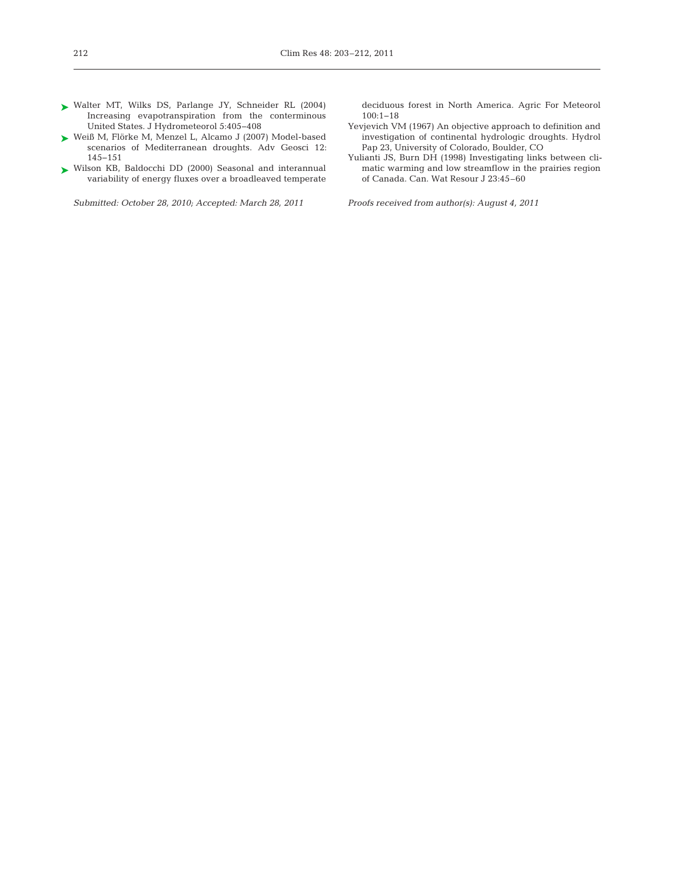Walter MT, Wilks DS, Parlange JY, Schneider RL (2004) Increasing evapotranspiration from the conterminous United States. J Hydrometeorol 5:405–408

Weiß M, Flörke M, Menzel L, Alcamo J (2007) Model-based scenarios of Mediterranean droughts. Adv Geosci 12: 145–151

Wilson KB, Baldocchi DD (2000) Seasonal and interannual variability of energy fluxes over a broadleaved temperate deciduous forest in North America. Agric For Meteorol 100:1–18

Yevjevich VM (1967) An objective approach to definition and investigation of continental hydrologic droughts. Hydrol Pap 23, University of Colorado, Boulder, CO

Yulianti JS, Burn DH (1998) Investigating links between climatic warming and low streamflow in the prairies region of Canada. Can. Wat Resour J 23:45–60

*Submitted: October 28, 2010; Accepted: March 28, 2011*

*Proofs received from author(s): August 4, 2011*